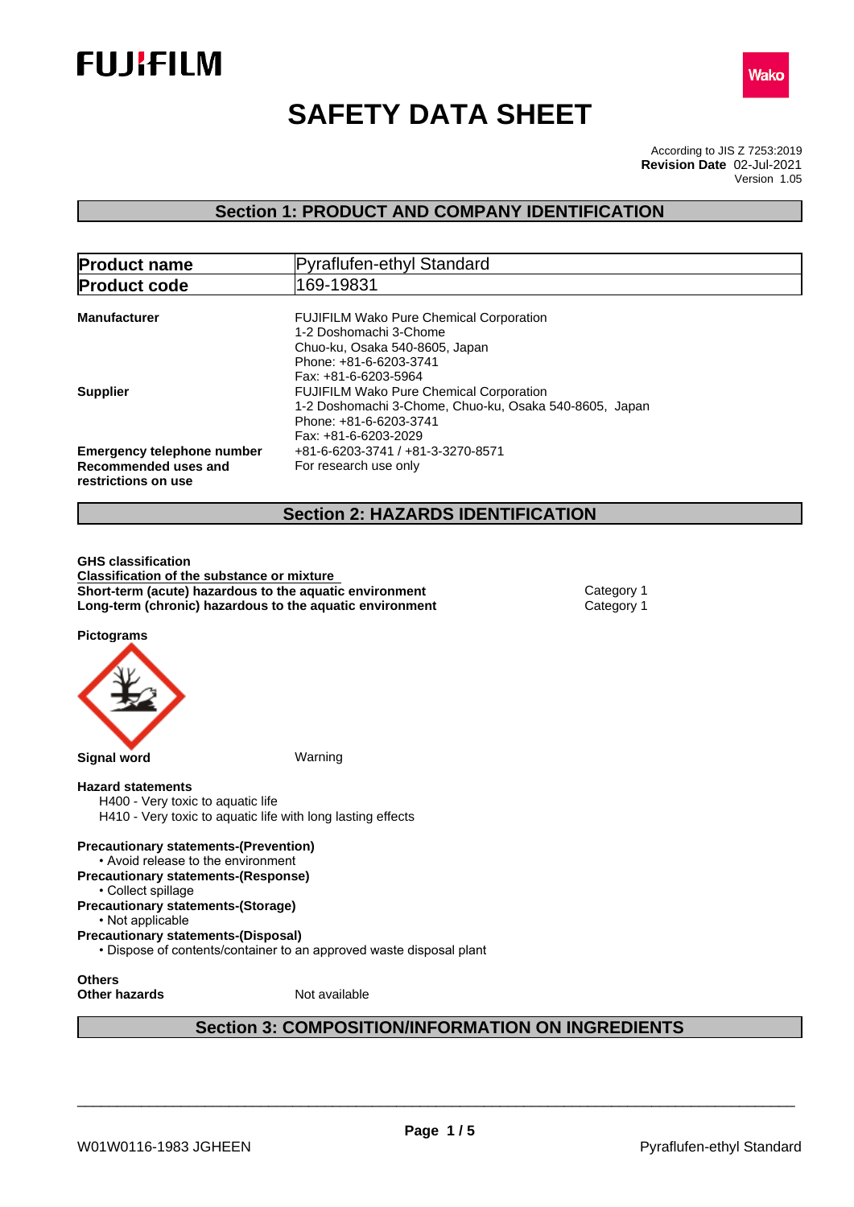FUJIFILM

Wako

# SAFETY DATA SHEET

According to JIS Z 7253:2019
**Revision Date** 02-Jul-2021
Version 1.05

## Section 1: PRODUCT AND COMPANY IDENTIFICATION

| **Product name** | Pyraflufen-ethyl Standard |
|---|---|
| **Product code** | 169-19831 |

**Manufacturer**
FUJIFILM Wako Pure Chemical Corporation
1-2 Doshomachi 3-Chome
Chuo-ku, Osaka 540-8605, Japan
Phone: +81-6-6203-3741
Fax: +81-6-6203-5964

**Supplier**
FUJIFILM Wako Pure Chemical Corporation
1-2 Doshomachi 3-Chome, Chuo-ku, Osaka 540-8605, Japan
Phone: +81-6-6203-3741
Fax: +81-6-6203-2029

**Emergency telephone number** +81-6-6203-3741 / +81-3-3270-8571

**Recommended uses and restrictions on use** For research use only

## Section 2: HAZARDS IDENTIFICATION

**GHS classification**

**Classification of the substance or mixture**

| | |
|---|---|
| **Short-term (acute) hazardous to the aquatic environment** | Category 1 |
| **Long-term (chronic) hazardous to the aquatic environment** | Category 1 |

**Pictograms**

**Signal word** Warning

**Hazard statements**
H400 - Very toxic to aquatic life
H410 - Very toxic to aquatic life with long lasting effects

**Precautionary statements-(Prevention)**
- Avoid release to the environment

**Precautionary statements-(Response)**
- Collect spillage

**Precautionary statements-(Storage)**
- Not applicable

**Precautionary statements-(Disposal)**
- Dispose of contents/container to an approved waste disposal plant

**Others**
**Other hazards** Not available

## Section 3: COMPOSITION/INFORMATION ON INGREDIENTS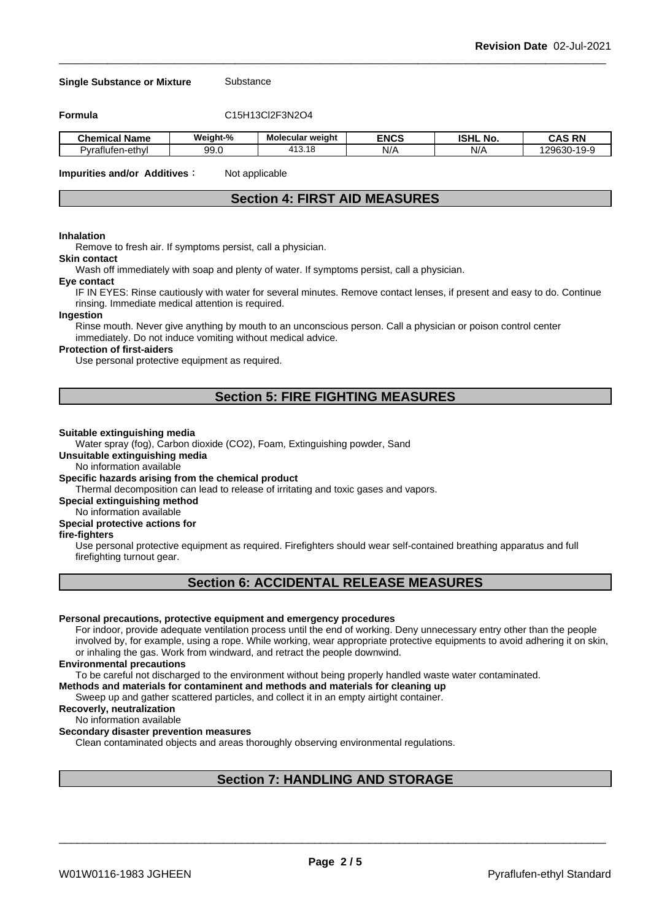**Single Substance or Mixture** Substance

**Formula** C15H13Cl2F3N2O4

| Chemical Name | Weight-% | Molecular weight | ENCS | ISHL No. | CAS RN |
|---|---|---|---|---|---|
| Pyraflufen-ethyl | 99.0 | 413.18 | N/A | N/A | 129630-19-9 |

**Impurities and/or Additives**： Not applicable

## Section 4: FIRST AID MEASURES

**Inhalation**
Remove to fresh air. If symptoms persist, call a physician.

**Skin contact**
Wash off immediately with soap and plenty of water. If symptoms persist, call a physician.

**Eye contact**
IF IN EYES: Rinse cautiously with water for several minutes. Remove contact lenses, if present and easy to do. Continue rinsing. Immediate medical attention is required.

**Ingestion**
Rinse mouth. Never give anything by mouth to an unconscious person. Call a physician or poison control center immediately. Do not induce vomiting without medical advice.

**Protection of first-aiders**
Use personal protective equipment as required.

## Section 5: FIRE FIGHTING MEASURES

**Suitable extinguishing media**
Water spray (fog), Carbon dioxide (CO2), Foam, Extinguishing powder, Sand

**Unsuitable extinguishing media**
No information available

**Specific hazards arising from the chemical product**
Thermal decomposition can lead to release of irritating and toxic gases and vapors.

**Special extinguishing method**
No information available

**Special protective actions for fire-fighters**
Use personal protective equipment as required. Firefighters should wear self-contained breathing apparatus and full firefighting turnout gear.

## Section 6: ACCIDENTAL RELEASE MEASURES

**Personal precautions, protective equipment and emergency procedures**
For indoor, provide adequate ventilation process until the end of working. Deny unnecessary entry other than the people involved by, for example, using a rope. While working, wear appropriate protective equipments to avoid adhering it on skin, or inhaling the gas. Work from windward, and retract the people downwind.

**Environmental precautions**
To be careful not discharged to the environment without being properly handled waste water contaminated.

**Methods and materials for contaminent and methods and materials for cleaning up**
Sweep up and gather scattered particles, and collect it in an empty airtight container.

**Recoverly, neutralization**
No information available

**Secondary disaster prevention measures**
Clean contaminated objects and areas thoroughly observing environmental regulations.

## Section 7: HANDLING AND STORAGE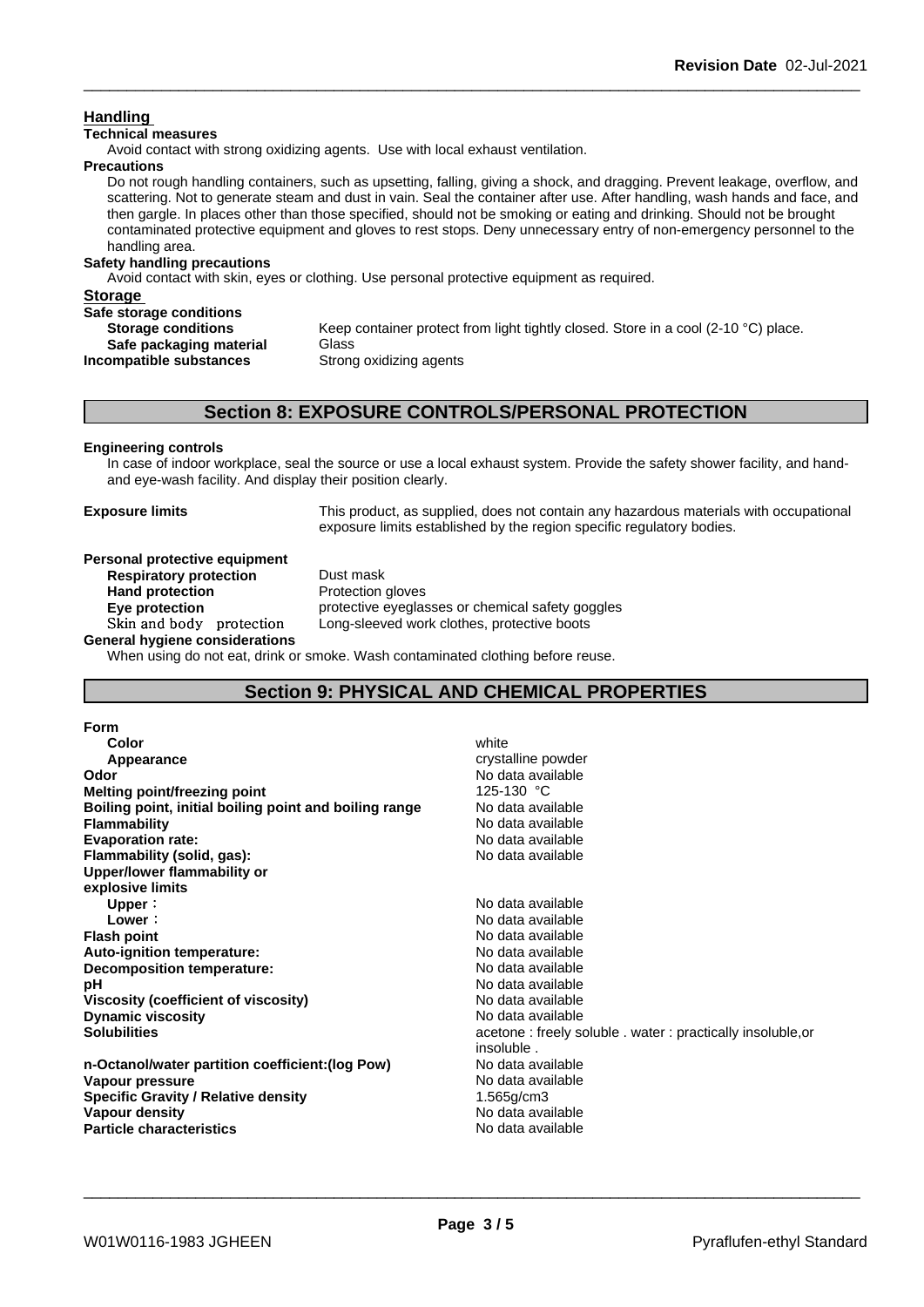### Handling

**Technical measures**

Avoid contact with strong oxidizing agents. Use with local exhaust ventilation.

**Precautions**

Do not rough handling containers, such as upsetting, falling, giving a shock, and dragging. Prevent leakage, overflow, and scattering. Not to generate steam and dust in vain. Seal the container after use. After handling, wash hands and face, and then gargle. In places other than those specified, should not be smoking or eating and drinking. Should not be brought contaminated protective equipment and gloves to rest stops. Deny unnecessary entry of non-emergency personnel to the handling area.

**Safety handling precautions**

Avoid contact with skin, eyes or clothing. Use personal protective equipment as required.

### Storage

**Safe storage conditions**

| | |
|---|---|
| **Storage conditions** | Keep container protect from light tightly closed. Store in a cool (2-10 °C) place. |
| **Safe packaging material** | Glass |
| **Incompatible substances** | Strong oxidizing agents |

## Section 8: EXPOSURE CONTROLS/PERSONAL PROTECTION

**Engineering controls**

In case of indoor workplace, seal the source or use a local exhaust system. Provide the safety shower facility, and hand- and eye-wash facility. And display their position clearly.

**Exposure limits** This product, as supplied, does not contain any hazardous materials with occupational exposure limits established by the region specific regulatory bodies.

**Personal protective equipment**

| | |
|---|---|
| **Respiratory protection** | Dust mask |
| **Hand protection** | Protection gloves |
| **Eye protection** | protective eyeglasses or chemical safety goggles |
| Skin and body protection | Long-sleeved work clothes, protective boots |

**General hygiene considerations**

When using do not eat, drink or smoke. Wash contaminated clothing before reuse.

## Section 9: PHYSICAL AND CHEMICAL PROPERTIES

| | |
|---|---|
| **Form** | |
| **Color** | white |
| **Appearance** | crystalline powder |
| **Odor** | No data available |
| **Melting point/freezing point** | 125-130 °C |
| **Boiling point, initial boiling point and boiling range** | No data available |
| **Flammability** | No data available |
| **Evaporation rate:** | No data available |
| **Flammability (solid, gas):** | No data available |
| **Upper/lower flammability or explosive limits** | |
| **Upper：** | No data available |
| **Lower：** | No data available |
| **Flash point** | No data available |
| **Auto-ignition temperature:** | No data available |
| **Decomposition temperature:** | No data available |
| **pH** | No data available |
| **Viscosity (coefficient of viscosity)** | No data available |
| **Dynamic viscosity** | No data available |
| **Solubilities** | acetone : freely soluble . water : practically insoluble,or insoluble . |
| **n-Octanol/water partition coefficient:(log Pow)** | No data available |
| **Vapour pressure** | No data available |
| **Specific Gravity / Relative density** | 1.565g/cm3 |
| **Vapour density** | No data available |
| **Particle characteristics** | No data available |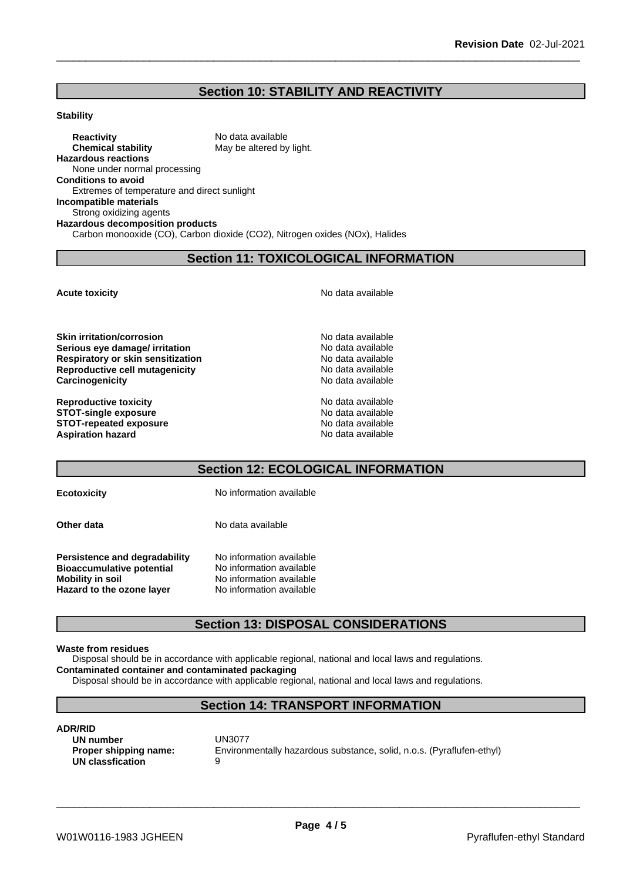## Section 10: STABILITY AND REACTIVITY

**Stability**

**Reactivity** No data available

**Chemical stability** May be altered by light.

**Hazardous reactions**

None under normal processing

**Conditions to avoid**

Extremes of temperature and direct sunlight

**Incompatible materials**

Strong oxidizing agents

**Hazardous decomposition products**

Carbon monooxide (CO), Carbon dioxide ($CO_2$), Nitrogen oxides (NOx), Halides

## Section 11: TOXICOLOGICAL INFORMATION

| | |
|---|---|
| **Acute toxicity** | No data available |
| **Skin irritation/corrosion** | No data available |
| **Serious eye damage/ irritation** | No data available |
| **Respiratory or skin sensitization** | No data available |
| **Reproductive cell mutagenicity** | No data available |
| **Carcinogenicity** | No data available |
| **Reproductive toxicity** | No data available |
| **STOT-single exposure** | No data available |
| **STOT-repeated exposure** | No data available |
| **Aspiration hazard** | No data available |

## Section 12: ECOLOGICAL INFORMATION

| | |
|---|---|
| **Ecotoxicity** | No information available |
| **Other data** | No data available |
| **Persistence and degradability** | No information available |
| **Bioaccumulative potential** | No information available |
| **Mobility in soil** | No information available |
| **Hazard to the ozone layer** | No information available |

## Section 13: DISPOSAL CONSIDERATIONS

**Waste from residues**

Disposal should be in accordance with applicable regional, national and local laws and regulations.

**Contaminated container and contaminated packaging**

Disposal should be in accordance with applicable regional, national and local laws and regulations.

## Section 14: TRANSPORT INFORMATION

**ADR/RID**

| | |
|---|---|
| **UN number** | UN3077 |
| **Proper shipping name:** | Environmentally hazardous substance, solid, n.o.s. (Pyraflufen-ethyl) |
| **UN classfication** | 9 |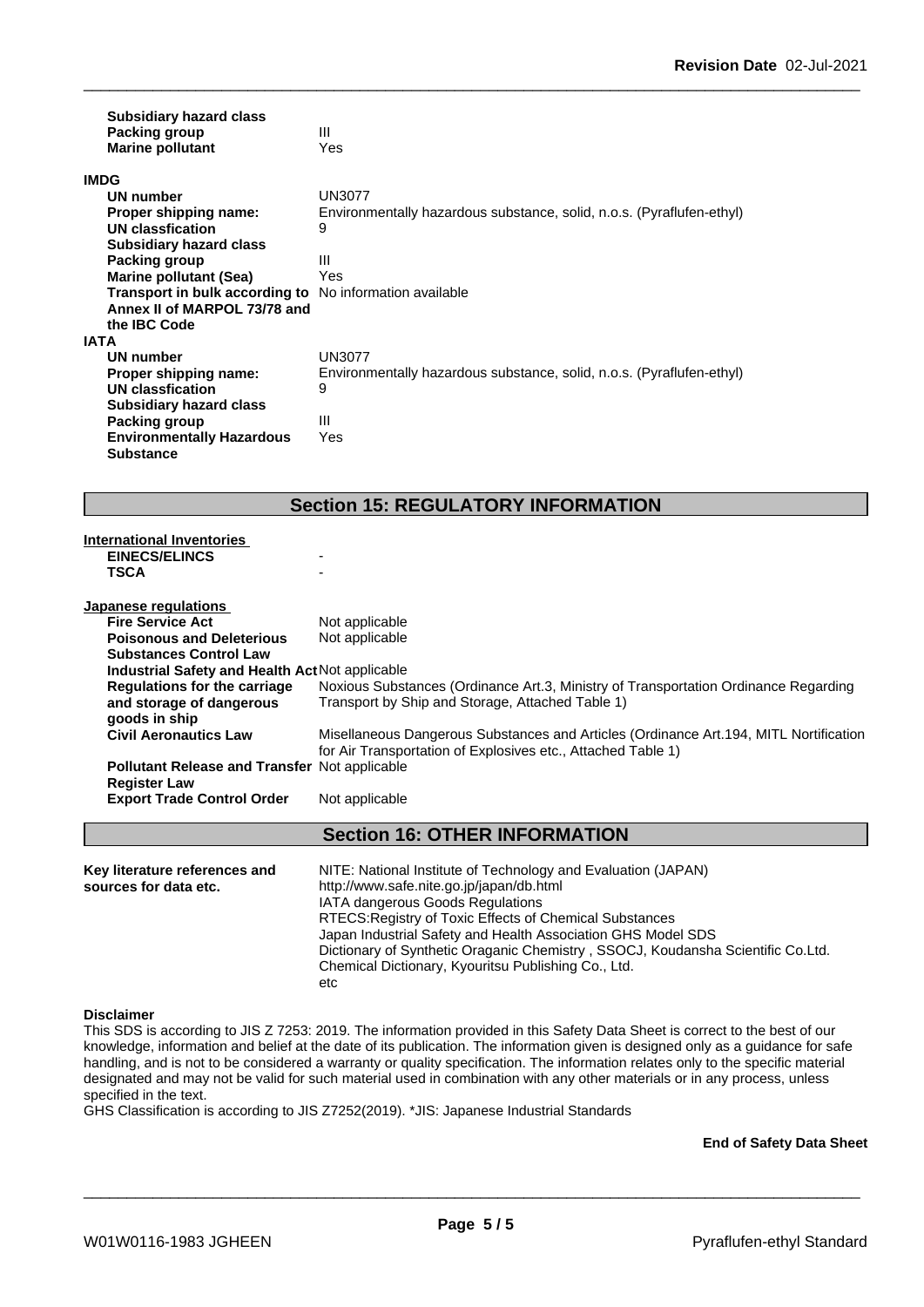| | |
|---|---|
| **Subsidiary hazard class** | |
| **Packing group** | III |
| **Marine pollutant** | Yes |

**IMDG**

| | |
|---|---|
| **UN number** | UN3077 |
| **Proper shipping name:** | Environmentally hazardous substance, solid, n.o.s. (Pyraflufen-ethyl) |
| **UN classfication** | 9 |
| **Subsidiary hazard class** | |
| **Packing group** | III |
| **Marine pollutant (Sea)** | Yes |
| **Transport in bulk according to Annex II of MARPOL 73/78 and the IBC Code** | No information available |

**IATA**

| | |
|---|---|
| **UN number** | UN3077 |
| **Proper shipping name:** | Environmentally hazardous substance, solid, n.o.s. (Pyraflufen-ethyl) |
| **UN classfication** | 9 |
| **Subsidiary hazard class** | |
| **Packing group** | III |
| **Environmentally Hazardous Substance** | Yes |

## Section 15: REGULATORY INFORMATION

**International Inventories**

| | |
|---|---|
| **EINECS/ELINCS** | - |
| **TSCA** | - |

**Japanese regulations**

| | |
|---|---|
| **Fire Service Act** | Not applicable |
| **Poisonous and Deleterious Substances Control Law** | Not applicable |
| **Industrial Safety and Health Act** | Not applicable |
| **Regulations for the carriage and storage of dangerous goods in ship** | Noxious Substances (Ordinance Art.3, Ministry of Transportation Ordinance Regarding Transport by Ship and Storage, Attached Table 1) |
| **Civil Aeronautics Law** | Misellaneous Dangerous Substances and Articles (Ordinance Art.194, MITL Nortification for Air Transportation of Explosives etc., Attached Table 1) |
| **Pollutant Release and Transfer Register Law** | Not applicable |
| **Export Trade Control Order** | Not applicable |

## Section 16: OTHER INFORMATION

**Key literature references and sources for data etc.**

NITE: National Institute of Technology and Evaluation (JAPAN)
http://www.safe.nite.go.jp/japan/db.html
IATA dangerous Goods Regulations
RTECS:Registry of Toxic Effects of Chemical Substances
Japan Industrial Safety and Health Association GHS Model SDS
Dictionary of Synthetic Oraganic Chemistry , SSOCJ, Koudansha Scientific Co.Ltd.
Chemical Dictionary, Kyouritsu Publishing Co., Ltd.
etc

**Disclaimer**

This SDS is according to JIS Z 7253: 2019. The information provided in this Safety Data Sheet is correct to the best of our knowledge, information and belief at the date of its publication. The information given is designed only as a guidance for safe handling, and is not to be considered a warranty or quality specification. The information relates only to the specific material designated and may not be valid for such material used in combination with any other materials or in any process, unless specified in the text.

GHS Classification is according to JIS Z7252(2019). *JIS: Japanese Industrial Standards

**End of Safety Data Sheet**